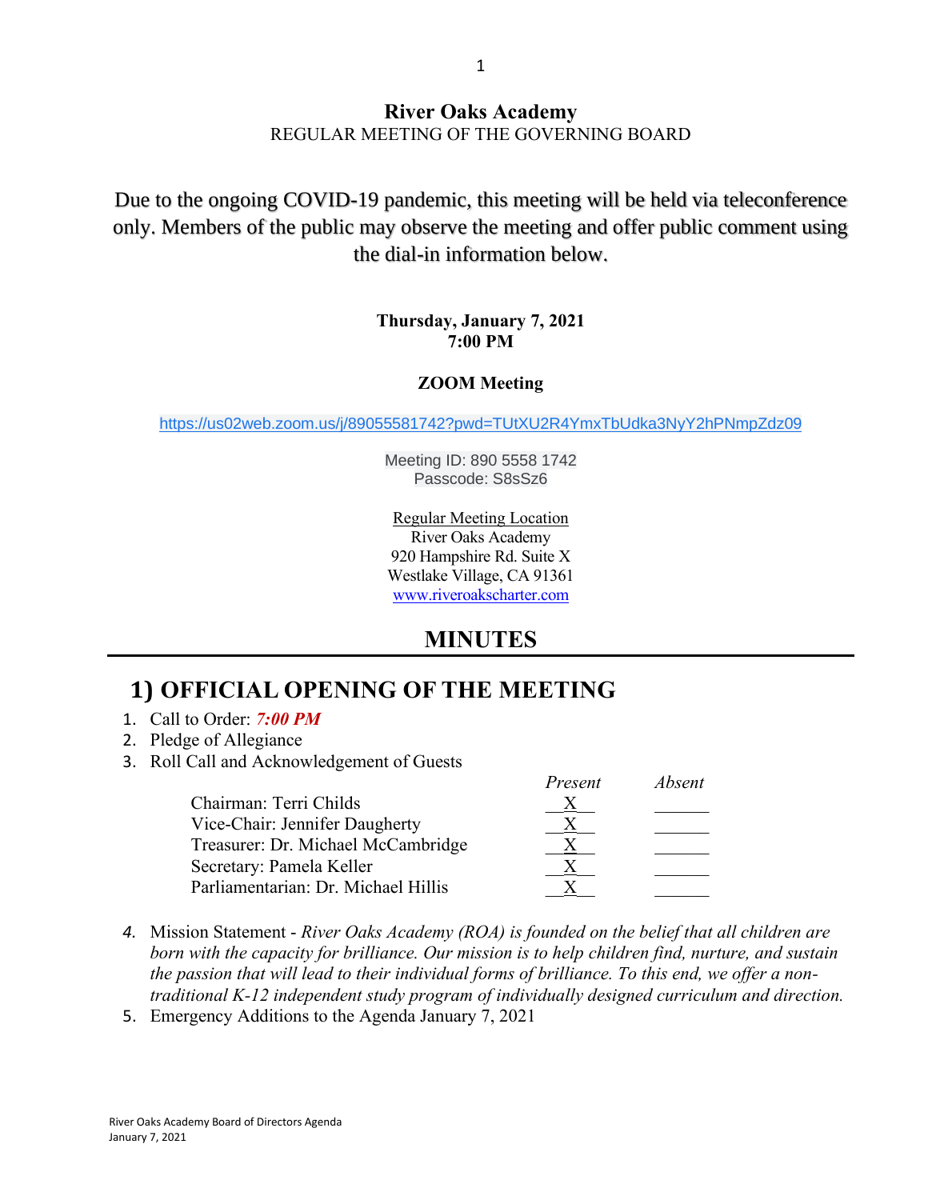# River Oaks Academy

REGULAR MEETING OF THE GOVERNING BOARD

Due to the ongoing COVID-19 pandemic, this meeting will be held via teleconference only. Members of the public may observe the meeting and offer public comment using the dial-in information below.

**Thursday, January 7, 2021**
**7:00 PM**

**ZOOM Meeting**

https://us02web.zoom.us/j/89055581742?pwd=TUtXU2R4YmxTbUdka3NyY2hPNmpZdz09

Meeting ID: 890 5558 1742
Passcode: S8sSz6

Regular Meeting Location
River Oaks Academy
920 Hampshire Rd. Suite X
Westlake Village, CA 91361
www.riveroakscharter.com

## MINUTES

## 1) OFFICIAL OPENING OF THE MEETING

1. Call to Order: ***7:00 PM***
2. Pledge of Allegiance
3. Roll Call and Acknowledgement of Guests

| | *Present* | *Absent* |
|---|---|---|
| Chairman: Terri Childs | X | |
| Vice-Chair: Jennifer Daugherty | X | |
| Treasurer: Dr. Michael McCambridge | X | |
| Secretary: Pamela Keller | X | |
| Parliamentarian: Dr. Michael Hillis | X | |

4. Mission Statement - *River Oaks Academy (ROA) is founded on the belief that all children are born with the capacity for brilliance. Our mission is to help children find, nurture, and sustain the passion that will lead to their individual forms of brilliance. To this end, we offer a non-traditional K-12 independent study program of individually designed curriculum and direction.*
5. Emergency Additions to the Agenda January 7, 2021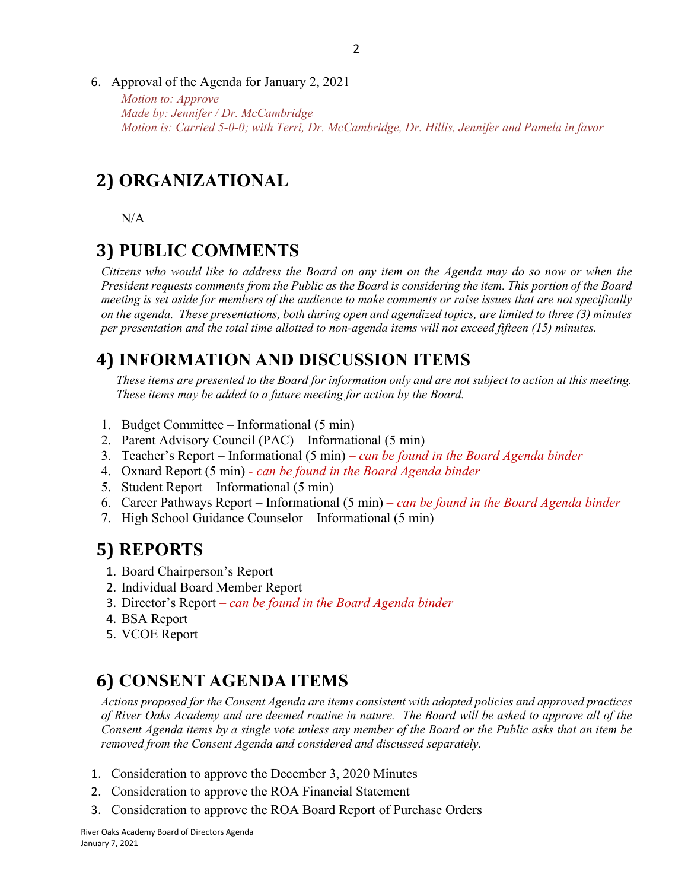6. Approval of the Agenda for January 2, 2021

   *Motion to: Approve*
   *Made by: Jennifer / Dr. McCambridge*
   *Motion is: Carried 5-0-0; with Terri, Dr. McCambridge, Dr. Hillis, Jennifer and Pamela in favor*

## 2) ORGANIZATIONAL

N/A

## 3) PUBLIC COMMENTS

*Citizens who would like to address the Board on any item on the Agenda may do so now or when the President requests comments from the Public as the Board is considering the item. This portion of the Board meeting is set aside for members of the audience to make comments or raise issues that are not specifically on the agenda. These presentations, both during open and agendized topics, are limited to three (3) minutes per presentation and the total time allotted to non-agenda items will not exceed fifteen (15) minutes.*

## 4) INFORMATION AND DISCUSSION ITEMS

*These items are presented to the Board for information only and are not subject to action at this meeting. These items may be added to a future meeting for action by the Board.*

1. Budget Committee – Informational (5 min)
2. Parent Advisory Council (PAC) – Informational (5 min)
3. Teacher's Report – Informational (5 min) – *can be found in the Board Agenda binder*
4. Oxnard Report (5 min) - *can be found in the Board Agenda binder*
5. Student Report – Informational (5 min)
6. Career Pathways Report – Informational (5 min) – *can be found in the Board Agenda binder*
7. High School Guidance Counselor—Informational (5 min)

## 5) REPORTS

1. Board Chairperson's Report
2. Individual Board Member Report
3. Director's Report – *can be found in the Board Agenda binder*
4. BSA Report
5. VCOE Report

## 6) CONSENT AGENDA ITEMS

*Actions proposed for the Consent Agenda are items consistent with adopted policies and approved practices of River Oaks Academy and are deemed routine in nature. The Board will be asked to approve all of the Consent Agenda items by a single vote unless any member of the Board or the Public asks that an item be removed from the Consent Agenda and considered and discussed separately.*

1. Consideration to approve the December 3, 2020 Minutes
2. Consideration to approve the ROA Financial Statement
3. Consideration to approve the ROA Board Report of Purchase Orders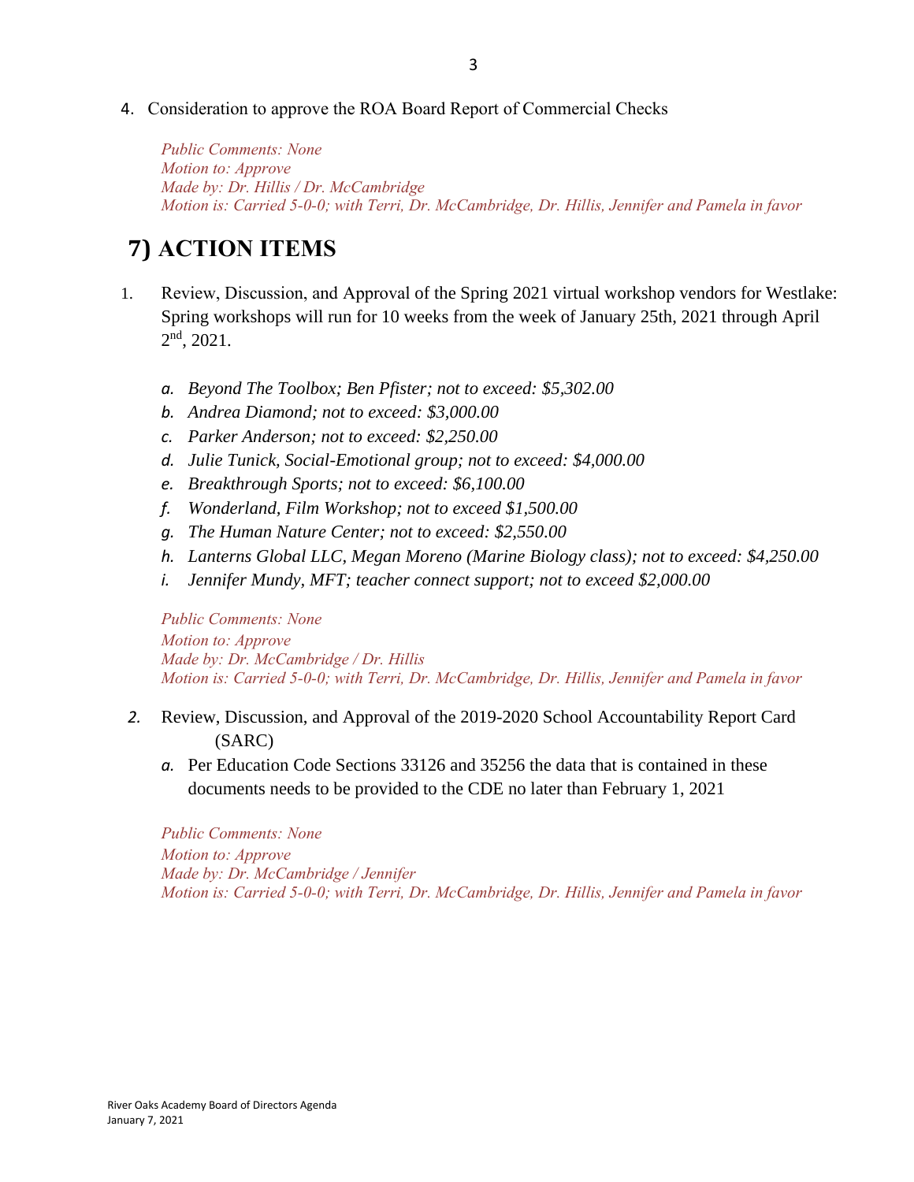4. Consideration to approve the ROA Board Report of Commercial Checks

   *Public Comments: None*
   *Motion to: Approve*
   *Made by: Dr. Hillis / Dr. McCambridge*
   *Motion is: Carried 5-0-0; with Terri, Dr. McCambridge, Dr. Hillis, Jennifer and Pamela in favor*

## 7) ACTION ITEMS

1. Review, Discussion, and Approval of the Spring 2021 virtual workshop vendors for Westlake: Spring workshops will run for 10 weeks from the week of January 25th, 2021 through April 2nd, 2021.

   a. *Beyond The Toolbox; Ben Pfister; not to exceed: $5,302.00*
   b. *Andrea Diamond; not to exceed: $3,000.00*
   c. *Parker Anderson; not to exceed: $2,250.00*
   d. *Julie Tunick, Social-Emotional group; not to exceed: $4,000.00*
   e. *Breakthrough Sports; not to exceed: $6,100.00*
   f. *Wonderland, Film Workshop; not to exceed $1,500.00*
   g. *The Human Nature Center; not to exceed: $2,550.00*
   h. *Lanterns Global LLC, Megan Moreno (Marine Biology class); not to exceed: $4,250.00*
   i. *Jennifer Mundy, MFT; teacher connect support; not to exceed $2,000.00*

   *Public Comments: None*
   *Motion to: Approve*
   *Made by: Dr. McCambridge / Dr. Hillis*
   *Motion is: Carried 5-0-0; with Terri, Dr. McCambridge, Dr. Hillis, Jennifer and Pamela in favor*

2. Review, Discussion, and Approval of the 2019-2020 School Accountability Report Card (SARC)

   a. Per Education Code Sections 33126 and 35256 the data that is contained in these documents needs to be provided to the CDE no later than February 1, 2021

   *Public Comments: None*
   *Motion to: Approve*
   *Made by: Dr. McCambridge / Jennifer*
   *Motion is: Carried 5-0-0; with Terri, Dr. McCambridge, Dr. Hillis, Jennifer and Pamela in favor*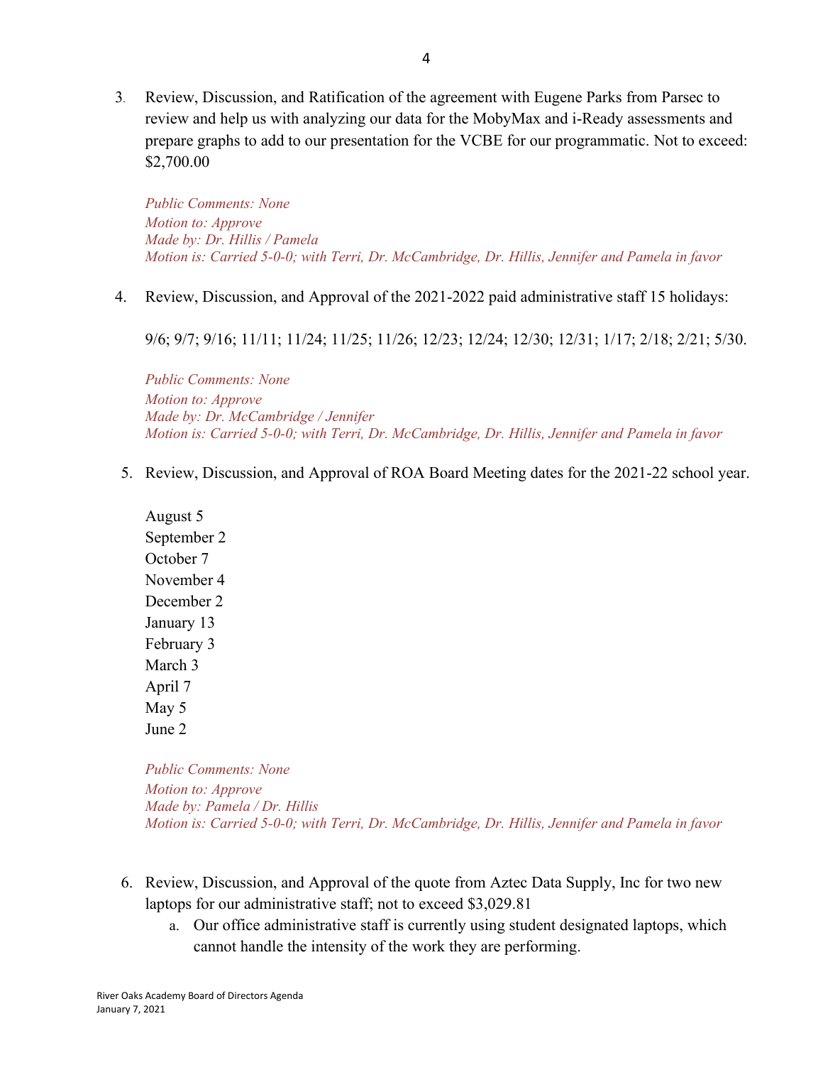3. Review, Discussion, and Ratification of the agreement with Eugene Parks from Parsec to review and help us with analyzing our data for the MobyMax and i-Ready assessments and prepare graphs to add to our presentation for the VCBE for our programmatic. Not to exceed: $2,700.00

   *Public Comments: None*
   *Motion to: Approve*
   *Made by: Dr. Hillis / Pamela*
   *Motion is: Carried 5-0-0; with Terri, Dr. McCambridge, Dr. Hillis, Jennifer and Pamela in favor*

4. Review, Discussion, and Approval of the 2021-2022 paid administrative staff 15 holidays:

   9/6; 9/7; 9/16; 11/11; 11/24; 11/25; 11/26; 12/23; 12/24; 12/30; 12/31; 1/17; 2/18; 2/21; 5/30.

   *Public Comments: None*
   *Motion to: Approve*
   *Made by: Dr. McCambridge / Jennifer*
   *Motion is: Carried 5-0-0; with Terri, Dr. McCambridge, Dr. Hillis, Jennifer and Pamela in favor*

5. Review, Discussion, and Approval of ROA Board Meeting dates for the 2021-22 school year.

   August 5
   September 2
   October 7
   November 4
   December 2
   January 13
   February 3
   March 3
   April 7
   May 5
   June 2

   *Public Comments: None*
   *Motion to: Approve*
   *Made by: Pamela / Dr. Hillis*
   *Motion is: Carried 5-0-0; with Terri, Dr. McCambridge, Dr. Hillis, Jennifer and Pamela in favor*

6. Review, Discussion, and Approval of the quote from Aztec Data Supply, Inc for two new laptops for our administrative staff; not to exceed $3,029.81
   a. Our office administrative staff is currently using student designated laptops, which cannot handle the intensity of the work they are performing.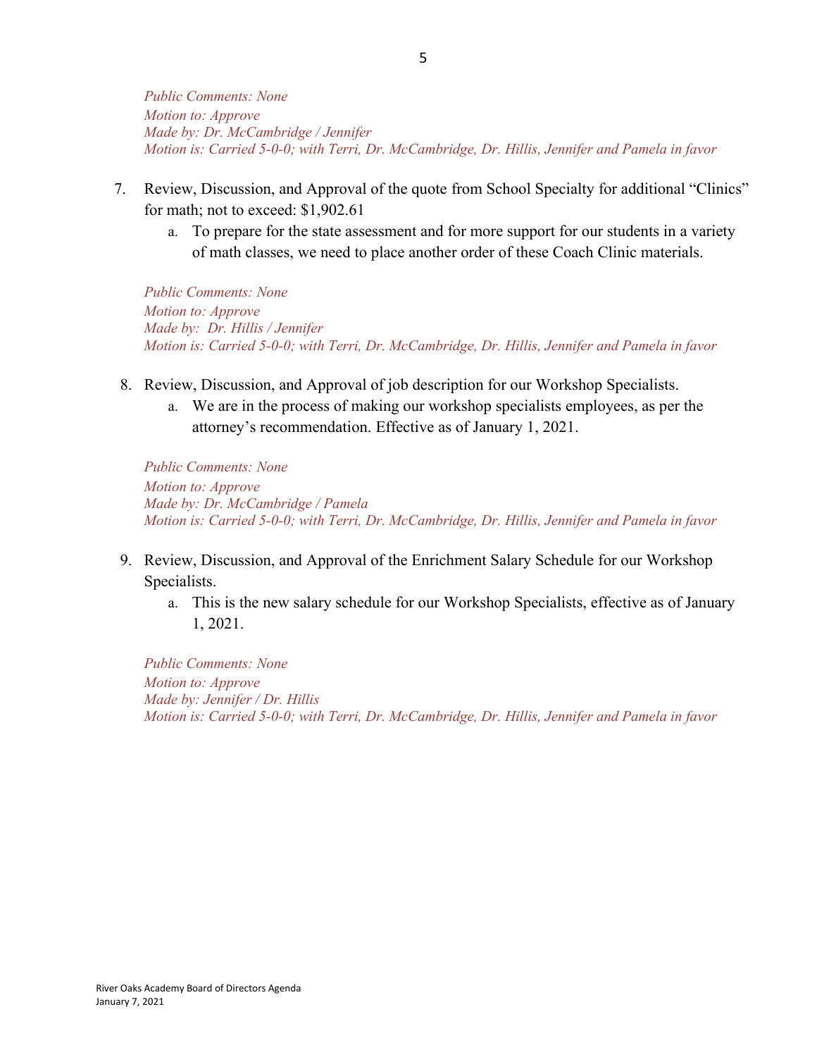*Public Comments: None*
*Motion to: Approve*
*Made by: Dr. McCambridge / Jennifer*
*Motion is: Carried 5-0-0; with Terri, Dr. McCambridge, Dr. Hillis, Jennifer and Pamela in favor*

7. Review, Discussion, and Approval of the quote from School Specialty for additional "Clinics" for math; not to exceed: $1,902.61
    a. To prepare for the state assessment and for more support for our students in a variety of math classes, we need to place another order of these Coach Clinic materials.

*Public Comments: None*
*Motion to: Approve*
*Made by: Dr. Hillis / Jennifer*
*Motion is: Carried 5-0-0; with Terri, Dr. McCambridge, Dr. Hillis, Jennifer and Pamela in favor*

8. Review, Discussion, and Approval of job description for our Workshop Specialists.
    a. We are in the process of making our workshop specialists employees, as per the attorney's recommendation. Effective as of January 1, 2021.

*Public Comments: None*
*Motion to: Approve*
*Made by: Dr. McCambridge / Pamela*
*Motion is: Carried 5-0-0; with Terri, Dr. McCambridge, Dr. Hillis, Jennifer and Pamela in favor*

9. Review, Discussion, and Approval of the Enrichment Salary Schedule for our Workshop Specialists.
    a. This is the new salary schedule for our Workshop Specialists, effective as of January 1, 2021.

*Public Comments: None*
*Motion to: Approve*
*Made by: Jennifer / Dr. Hillis*
*Motion is: Carried 5-0-0; with Terri, Dr. McCambridge, Dr. Hillis, Jennifer and Pamela in favor*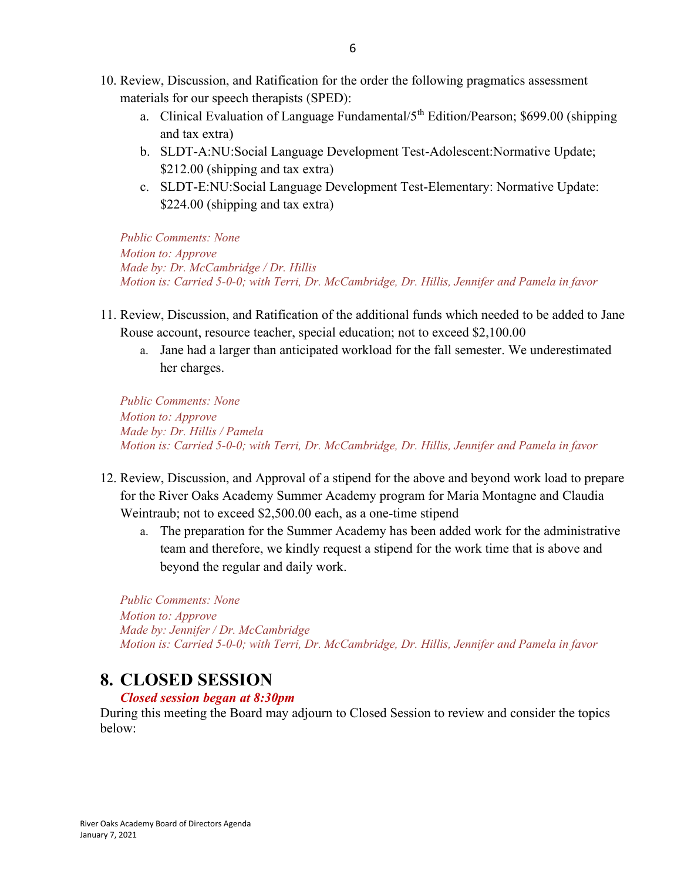10. Review, Discussion, and Ratification for the order the following pragmatics assessment materials for our speech therapists (SPED):
    a. Clinical Evaluation of Language Fundamental/5th Edition/Pearson; $699.00 (shipping and tax extra)
    b. SLDT-A:NU:Social Language Development Test-Adolescent:Normative Update; $212.00 (shipping and tax extra)
    c. SLDT-E:NU:Social Language Development Test-Elementary: Normative Update: $224.00 (shipping and tax extra)

    *Public Comments: None*
    *Motion to: Approve*
    *Made by: Dr. McCambridge / Dr. Hillis*
    *Motion is: Carried 5-0-0; with Terri, Dr. McCambridge, Dr. Hillis, Jennifer and Pamela in favor*

11. Review, Discussion, and Ratification of the additional funds which needed to be added to Jane Rouse account, resource teacher, special education; not to exceed $2,100.00
    a. Jane had a larger than anticipated workload for the fall semester. We underestimated her charges.

    *Public Comments: None*
    *Motion to: Approve*
    *Made by: Dr. Hillis / Pamela*
    *Motion is: Carried 5-0-0; with Terri, Dr. McCambridge, Dr. Hillis, Jennifer and Pamela in favor*

12. Review, Discussion, and Approval of a stipend for the above and beyond work load to prepare for the River Oaks Academy Summer Academy program for Maria Montagne and Claudia Weintraub; not to exceed $2,500.00 each, as a one-time stipend
    a. The preparation for the Summer Academy has been added work for the administrative team and therefore, we kindly request a stipend for the work time that is above and beyond the regular and daily work.

    *Public Comments: None*
    *Motion to: Approve*
    *Made by: Jennifer / Dr. McCambridge*
    *Motion is: Carried 5-0-0; with Terri, Dr. McCambridge, Dr. Hillis, Jennifer and Pamela in favor*

# 8. CLOSED SESSION

***Closed session began at 8:30pm***

During this meeting the Board may adjourn to Closed Session to review and consider the topics below: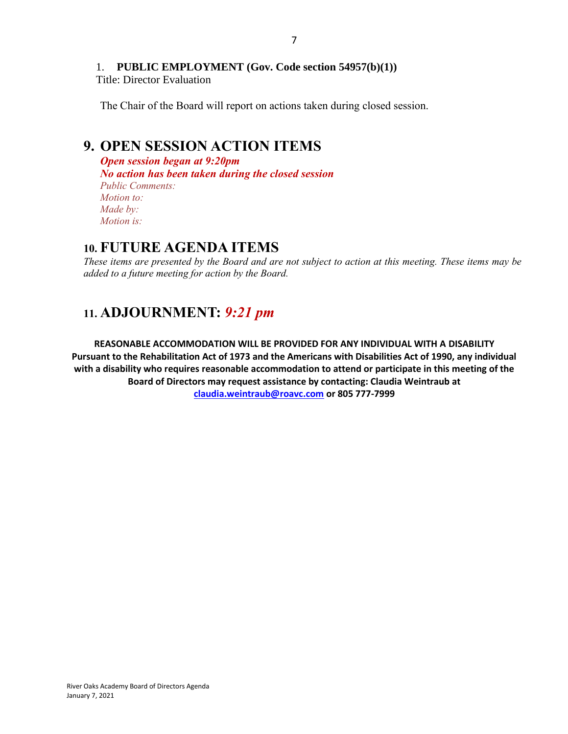1. **PUBLIC EMPLOYMENT (Gov. Code section 54957(b)(1))**

Title: Director Evaluation

The Chair of the Board will report on actions taken during closed session.

# 9. OPEN SESSION ACTION ITEMS

***Open session began at 9:20pm***

***No action has been taken during the closed session***

*Public Comments:*

*Motion to:*

*Made by:*

*Motion is:*

# 10. FUTURE AGENDA ITEMS

*These items are presented by the Board and are not subject to action at this meeting. These items may be added to a future meeting for action by the Board.*

# 11. ADJOURNMENT: *9:21 pm*

**REASONABLE ACCOMMODATION WILL BE PROVIDED FOR ANY INDIVIDUAL WITH A DISABILITY**
**Pursuant to the Rehabilitation Act of 1973 and the Americans with Disabilities Act of 1990, any individual with a disability who requires reasonable accommodation to attend or participate in this meeting of the Board of Directors may request assistance by contacting: Claudia Weintraub at claudia.weintraub@roavc.com or 805 777-7999**